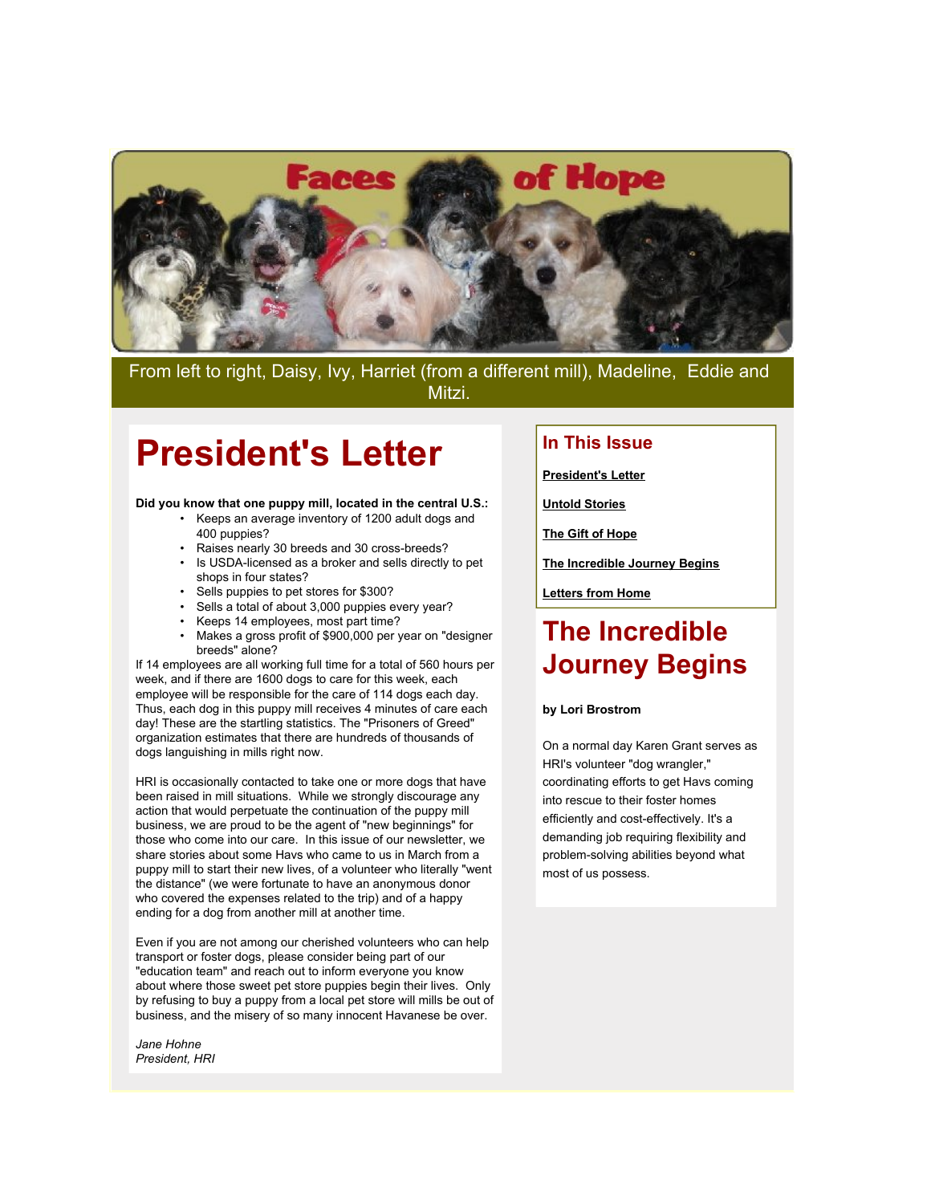Faces of Hope

From left to right, Daisy, Ivy, Harriet (from a different mill), Madeline, Eddie and Mitzi.

# President's Letter

**Did you know that one puppy mill, located in the central U.S.:**

- Keeps an average inventory of 1200 adult dogs and 400 puppies?
- Raises nearly 30 breeds and 30 cross-breeds?
- Is USDA-licensed as a broker and sells directly to pet shops in four states?
- Sells puppies to pet stores for $300?
- Sells a total of about 3,000 puppies every year?
- Keeps 14 employees, most part time?
- Makes a gross profit of $900,000 per year on "designer breeds" alone?

If 14 employees are all working full time for a total of 560 hours per week, and if there are 1600 dogs to care for this week, each employee will be responsible for the care of 114 dogs each day. Thus, each dog in this puppy mill receives 4 minutes of care each day! These are the startling statistics. The "Prisoners of Greed" organization estimates that there are hundreds of thousands of dogs languishing in mills right now.

HRI is occasionally contacted to take one or more dogs that have been raised in mill situations. While we strongly discourage any action that would perpetuate the continuation of the puppy mill business, we are proud to be the agent of "new beginnings" for those who come into our care. In this issue of our newsletter, we share stories about some Havs who came to us in March from a puppy mill to start their new lives, of a volunteer who literally "went the distance" (we were fortunate to have an anonymous donor who covered the expenses related to the trip) and of a happy ending for a dog from another mill at another time.

Even if you are not among our cherished volunteers who can help transport or foster dogs, please consider being part of our "education team" and reach out to inform everyone you know about where those sweet pet store puppies begin their lives. Only by refusing to buy a puppy from a local pet store will mills be out of business, and the misery of so many innocent Havanese be over.

*Jane Hohne*
*President, HRI*

## In This Issue

**President's Letter**

**Untold Stories**

**The Gift of Hope**

**The Incredible Journey Begins**

**Letters from Home**

# The Incredible Journey Begins

**by Lori Brostrom**

On a normal day Karen Grant serves as HRI's volunteer "dog wrangler," coordinating efforts to get Havs coming into rescue to their foster homes efficiently and cost-effectively. It's a demanding job requiring flexibility and problem-solving abilities beyond what most of us possess.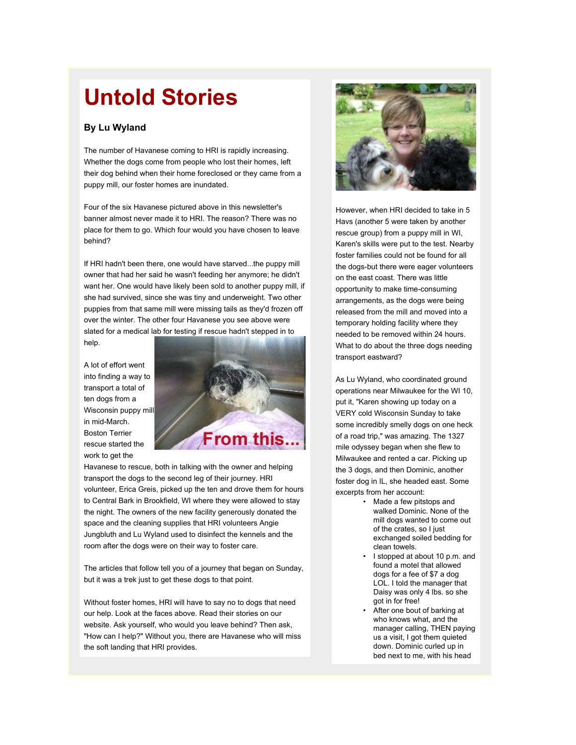# Untold Stories

### By Lu Wyland

The number of Havanese coming to HRI is rapidly increasing. Whether the dogs come from people who lost their homes, left their dog behind when their home foreclosed or they came from a puppy mill, our foster homes are inundated.

Four of the six Havanese pictured above in this newsletter's banner almost never made it to HRI. The reason? There was no place for them to go. Which four would you have chosen to leave behind?

If HRI hadn't been there, one would have starved...the puppy mill owner that had her said he wasn't feeding her anymore; he didn't want her. One would have likely been sold to another puppy mill, if she had survived, since she was tiny and underweight. Two other puppies from that same mill were missing tails as they'd frozen off over the winter. The other four Havanese you see above were slated for a medical lab for testing if rescue hadn't stepped in to help.

From this...

A lot of effort went into finding a way to transport a total of ten dogs from a Wisconsin puppy mill in mid-March. Boston Terrier rescue started the work to get the Havanese to rescue, both in talking with the owner and helping transport the dogs to the second leg of their journey. HRI volunteer, Erica Greis, picked up the ten and drove them for hours to Central Bark in Brookfield, WI where they were allowed to stay the night. The owners of the new facility generously donated the space and the cleaning supplies that HRI volunteers Angie Jungbluth and Lu Wyland used to disinfect the kennels and the room after the dogs were on their way to foster care.

The articles that follow tell you of a journey that began on Sunday, but it was a trek just to get these dogs to that point.

Without foster homes, HRI will have to say no to dogs that need our help. Look at the faces above. Read their stories on our website. Ask yourself, who would you leave behind? Then ask, "How can I help?" Without you, there are Havanese who will miss the soft landing that HRI provides.

However, when HRI decided to take in 5 Havs (another 5 were taken by another rescue group) from a puppy mill in WI, Karen's skills were put to the test. Nearby foster families could not be found for all the dogs-but there were eager volunteers on the east coast. There was little opportunity to make time-consuming arrangements, as the dogs were being released from the mill and moved into a temporary holding facility where they needed to be removed within 24 hours. What to do about the three dogs needing transport eastward?

As Lu Wyland, who coordinated ground operations near Milwaukee for the WI 10, put it, "Karen showing up today on a VERY cold Wisconsin Sunday to take some incredibly smelly dogs on one heck of a road trip," was amazing. The 1327 mile odyssey began when she flew to Milwaukee and rented a car. Picking up the 3 dogs, and then Dominic, another foster dog in IL, she headed east. Some excerpts from her account:

- Made a few pitstops and walked Dominic. None of the mill dogs wanted to come out of the crates, so I just exchanged soiled bedding for clean towels.
- I stopped at about 10 p.m. and found a motel that allowed dogs for a fee of $7 a dog LOL. I told the manager that Daisy was only 4 lbs. so she got in for free!
- After one bout of barking at who knows what, and the manager calling, THEN paying us a visit, I got them quieted down. Dominic curled up in bed next to me, with his head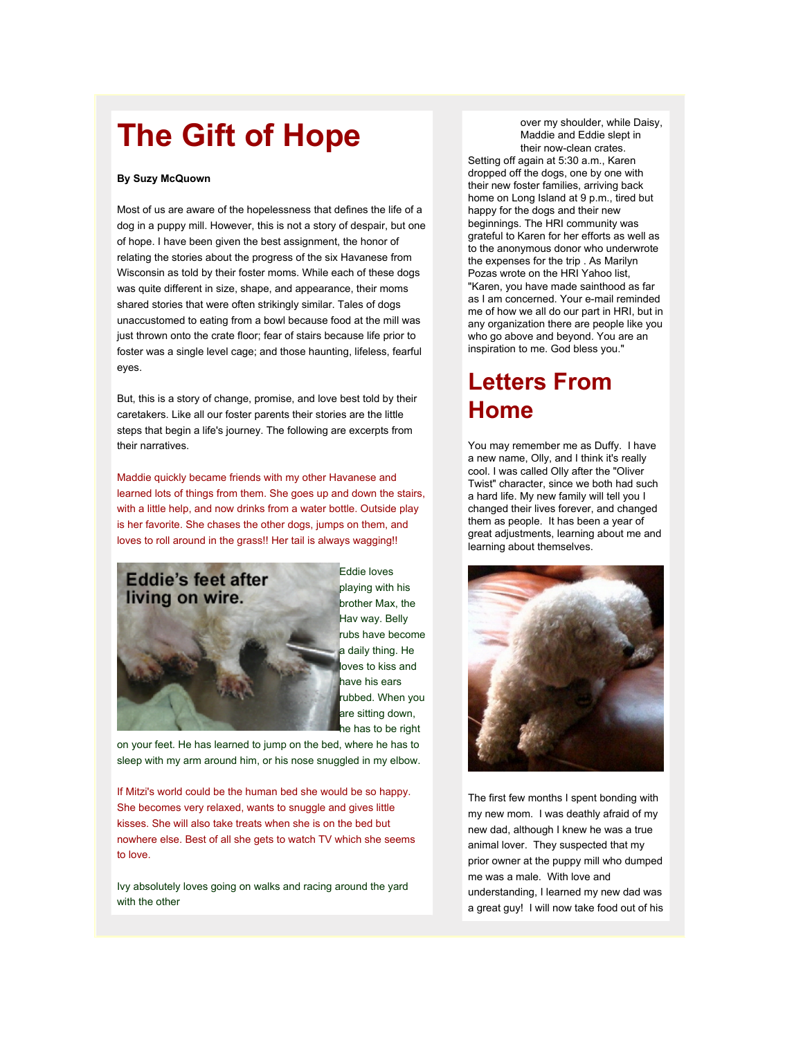# The Gift of Hope

**By Suzy McQuown**

Most of us are aware of the hopelessness that defines the life of a dog in a puppy mill. However, this is not a story of despair, but one of hope. I have been given the best assignment, the honor of relating the stories about the progress of the six Havanese from Wisconsin as told by their foster moms. While each of these dogs was quite different in size, shape, and appearance, their moms shared stories that were often strikingly similar. Tales of dogs unaccustomed to eating from a bowl because food at the mill was just thrown onto the crate floor; fear of stairs because life prior to foster was a single level cage; and those haunting, lifeless, fearful eyes.

But, this is a story of change, promise, and love best told by their caretakers. Like all our foster parents their stories are the little steps that begin a life's journey. The following are excerpts from their narratives.

Maddie quickly became friends with my other Havanese and learned lots of things from them. She goes up and down the stairs, with a little help, and now drinks from a water bottle. Outside play is her favorite. She chases the other dogs, jumps on them, and loves to roll around in the grass!! Her tail is always wagging!!

Eddie's feet after living on wire.

Eddie loves playing with his brother Max, the Hav way. Belly rubs have become a daily thing. He loves to kiss and have his ears rubbed. When you are sitting down, he has to be right on your feet. He has learned to jump on the bed, where he has to sleep with my arm around him, or his nose snuggled in my elbow.

If Mitzi's world could be the human bed she would be so happy. She becomes very relaxed, wants to snuggle and gives little kisses. She will also take treats when she is on the bed but nowhere else. Best of all she gets to watch TV which she seems to love.

Ivy absolutely loves going on walks and racing around the yard with the other

over my shoulder, while Daisy, Maddie and Eddie slept in their now-clean crates.

Setting off again at 5:30 a.m., Karen dropped off the dogs, one by one with their new foster families, arriving back home on Long Island at 9 p.m., tired but happy for the dogs and their new beginnings. The HRI community was grateful to Karen for her efforts as well as to the anonymous donor who underwrote the expenses for the trip . As Marilyn Pozas wrote on the HRI Yahoo list, "Karen, you have made sainthood as far as I am concerned. Your e-mail reminded me of how we all do our part in HRI, but in any organization there are people like you who go above and beyond. You are an inspiration to me. God bless you."

# Letters From Home

You may remember me as Duffy. I have a new name, Olly, and I think it's really cool. I was called Olly after the "Oliver Twist" character, since we both had such a hard life. My new family will tell you I changed their lives forever, and changed them as people. It has been a year of great adjustments, learning about me and learning about themselves.

The first few months I spent bonding with my new mom. I was deathly afraid of my new dad, although I knew he was a true animal lover. They suspected that my prior owner at the puppy mill who dumped me was a male. With love and understanding, I learned my new dad was a great guy! I will now take food out of his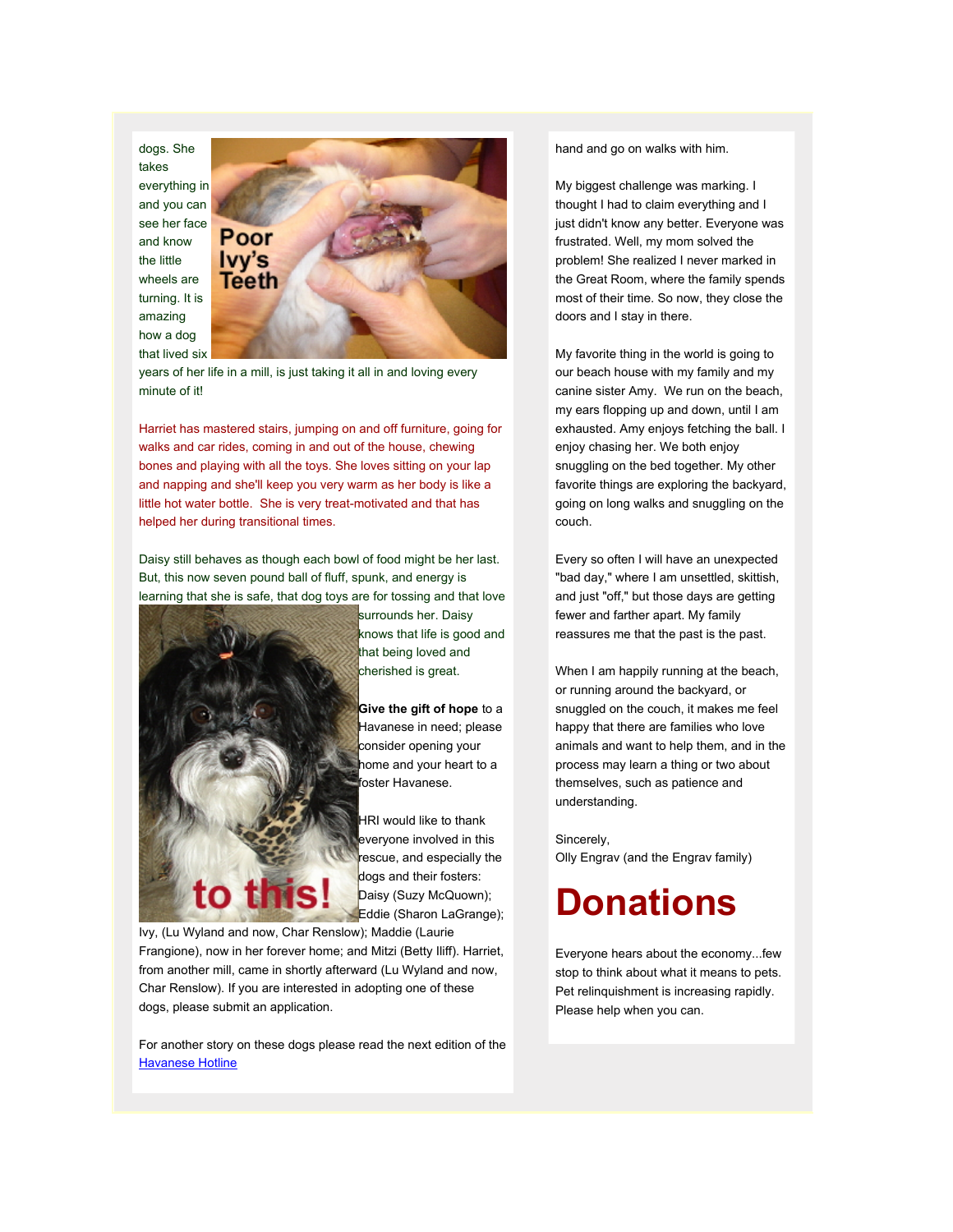dogs. She takes everything in and you can see her face and know the little wheels are turning. It is amazing how a dog that lived six years of her life in a mill, is just taking it all in and loving every minute of it!

Poor Ivy's Teeth

Harriet has mastered stairs, jumping on and off furniture, going for walks and car rides, coming in and out of the house, chewing bones and playing with all the toys. She loves sitting on your lap and napping and she'll keep you very warm as her body is like a little hot water bottle. She is very treat-motivated and that has helped her during transitional times.

Daisy still behaves as though each bowl of food might be her last. But, this now seven pound ball of fluff, spunk, and energy is learning that she is safe, that dog toys are for tossing and that love surrounds her. Daisy knows that life is good and that being loved and cherished is great.

to this!

**Give the gift of hope** to a Havanese in need; please consider opening your home and your heart to a foster Havanese.

HRI would like to thank everyone involved in this rescue, and especially the dogs and their fosters: Daisy (Suzy McQuown); Eddie (Sharon LaGrange); Ivy, (Lu Wyland and now, Char Renslow); Maddie (Laurie Frangione), now in her forever home; and Mitzi (Betty Iliff). Harriet, from another mill, came in shortly afterward (Lu Wyland and now, Char Renslow). If you are interested in adopting one of these dogs, please submit an application.

For another story on these dogs please read the next edition of the Havanese Hotline

hand and go on walks with him.

My biggest challenge was marking. I thought I had to claim everything and I just didn't know any better. Everyone was frustrated. Well, my mom solved the problem! She realized I never marked in the Great Room, where the family spends most of their time. So now, they close the doors and I stay in there.

My favorite thing in the world is going to our beach house with my family and my canine sister Amy. We run on the beach, my ears flopping up and down, until I am exhausted. Amy enjoys fetching the ball. I enjoy chasing her. We both enjoy snuggling on the bed together. My other favorite things are exploring the backyard, going on long walks and snuggling on the couch.

Every so often I will have an unexpected "bad day," where I am unsettled, skittish, and just "off," but those days are getting fewer and farther apart. My family reassures me that the past is the past.

When I am happily running at the beach, or running around the backyard, or snuggled on the couch, it makes me feel happy that there are families who love animals and want to help them, and in the process may learn a thing or two about themselves, such as patience and understanding.

Sincerely,
Olly Engrav (and the Engrav family)

# Donations

Everyone hears about the economy...few stop to think about what it means to pets. Pet relinquishment is increasing rapidly. Please help when you can.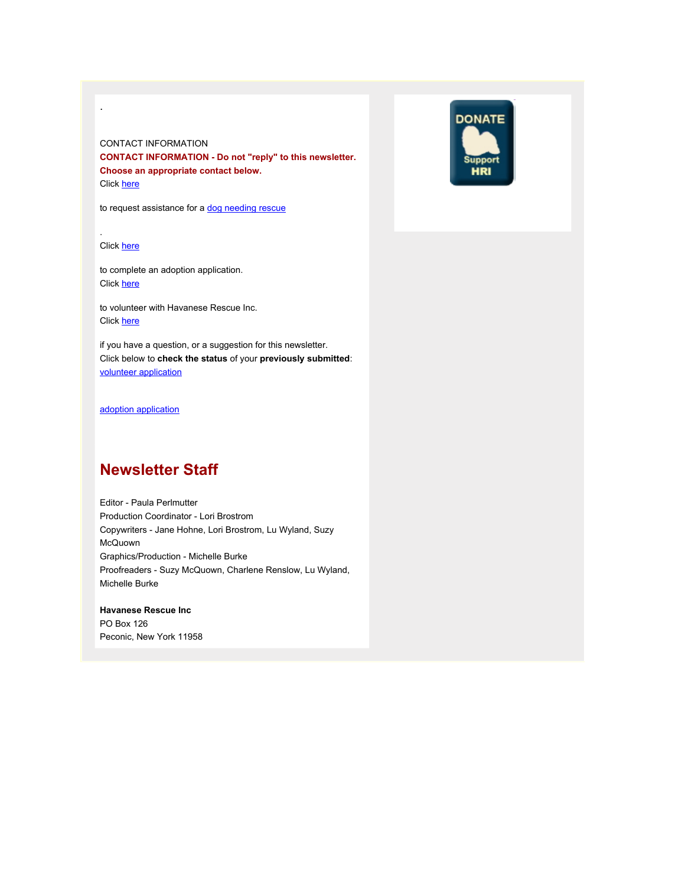.

CONTACT INFORMATION

**CONTACT INFORMATION - Do not "reply" to this newsletter. Choose an appropriate contact below.**

Click here

to request assistance for a dog needing rescue

.

Click here

to complete an adoption application.

Click here

to volunteer with Havanese Rescue Inc.

Click here

if you have a question, or a suggestion for this newsletter.

Click below to **check the status** of your **previously submitted**:

volunteer application

adoption application

## Newsletter Staff

Editor - Paula Perlmutter
Production Coordinator - Lori Brostrom
Copywriters - Jane Hohne, Lori Brostrom, Lu Wyland, Suzy McQuown
Graphics/Production - Michelle Burke
Proofreaders - Suzy McQuown, Charlene Renslow, Lu Wyland, Michelle Burke

**Havanese Rescue Inc**
PO Box 126
Peconic, New York 11958

DONATE
Support
HRI